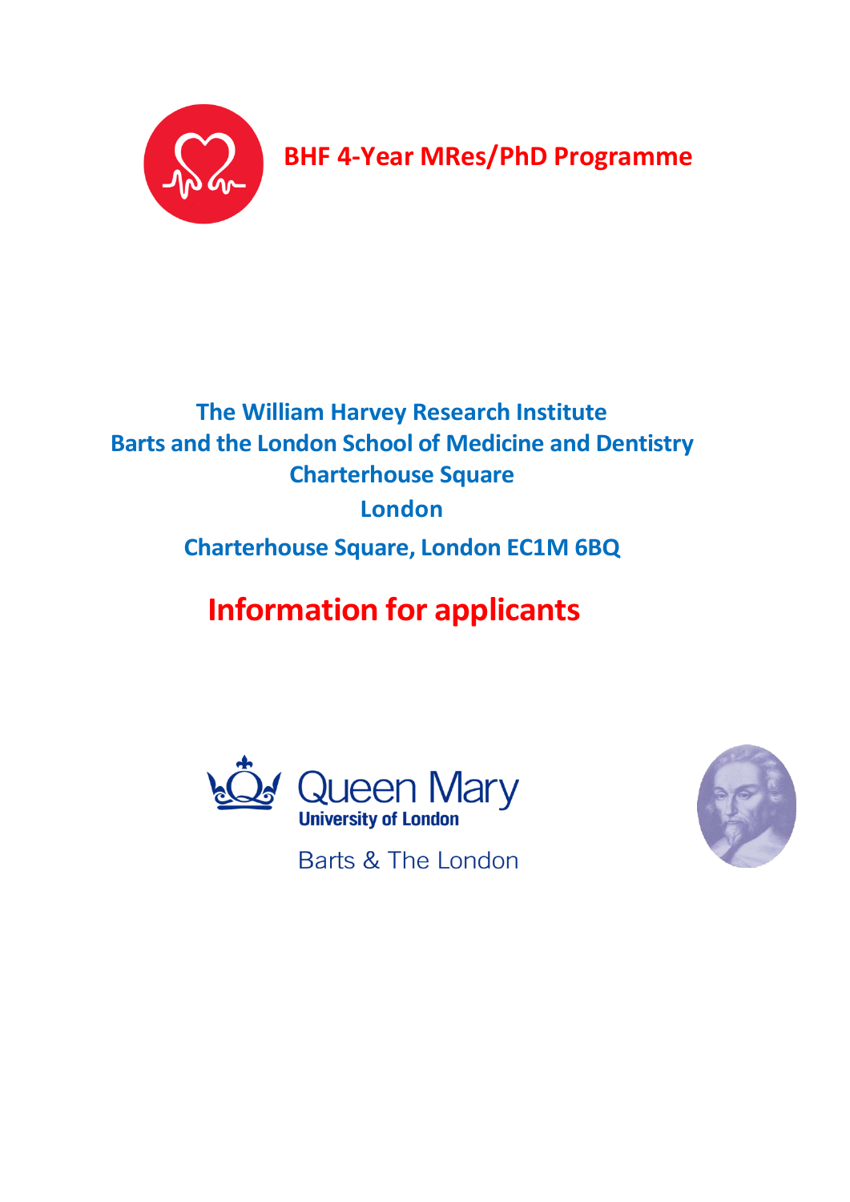# BHF 4-Year MRes/PhD Programme

**The William Harvey Research Institute**
**Barts and the London School of Medicine and Dentistry**
**Charterhouse Square**
**London**
**Charterhouse Square, London EC1M 6BQ**

# Information for applicants

Queen Mary
University of London
Barts & The London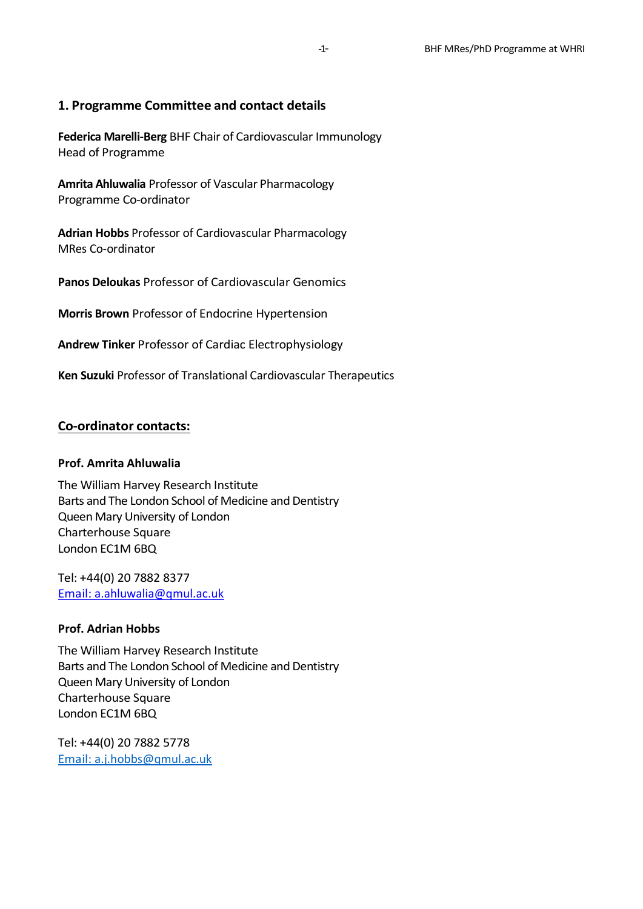## 1. Programme Committee and contact details

**Federica Marelli-Berg** BHF Chair of Cardiovascular Immunology
Head of Programme

**Amrita Ahluwalia** Professor of Vascular Pharmacology
Programme Co-ordinator

**Adrian Hobbs** Professor of Cardiovascular Pharmacology
MRes Co-ordinator

**Panos Deloukas** Professor of Cardiovascular Genomics

**Morris Brown** Professor of Endocrine Hypertension

**Andrew Tinker** Professor of Cardiac Electrophysiology

**Ken Suzuki** Professor of Translational Cardiovascular Therapeutics

### Co-ordinator contacts:

**Prof. Amrita Ahluwalia**

The William Harvey Research Institute
Barts and The London School of Medicine and Dentistry
Queen Mary University of London
Charterhouse Square
London EC1M 6BQ

Tel: +44(0) 20 7882 8377
Email: a.ahluwalia@qmul.ac.uk

**Prof. Adrian Hobbs**

The William Harvey Research Institute
Barts and The London School of Medicine and Dentistry
Queen Mary University of London
Charterhouse Square
London EC1M 6BQ

Tel: +44(0) 20 7882 5778
Email: a.j.hobbs@qmul.ac.uk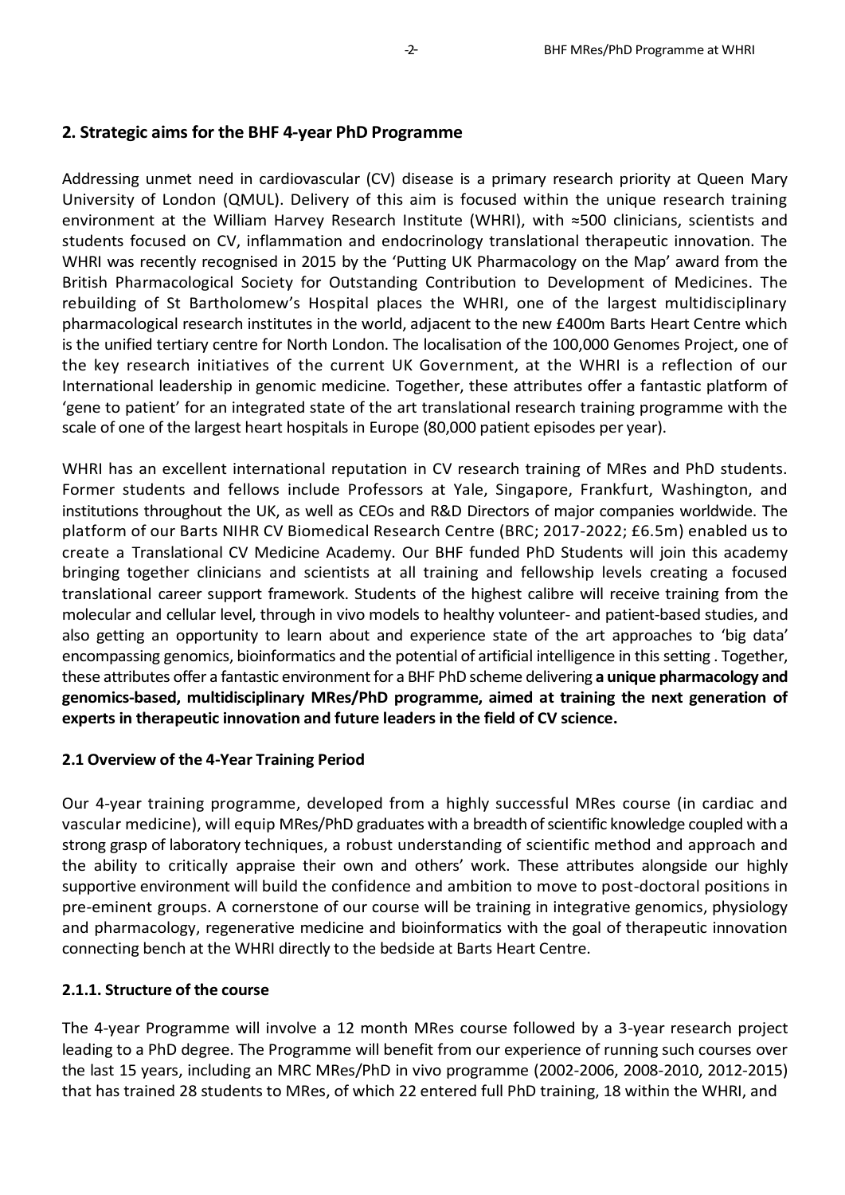## 2. Strategic aims for the BHF 4-year PhD Programme

Addressing unmet need in cardiovascular (CV) disease is a primary research priority at Queen Mary University of London (QMUL). Delivery of this aim is focused within the unique research training environment at the William Harvey Research Institute (WHRI), with ≈500 clinicians, scientists and students focused on CV, inflammation and endocrinology translational therapeutic innovation. The WHRI was recently recognised in 2015 by the 'Putting UK Pharmacology on the Map' award from the British Pharmacological Society for Outstanding Contribution to Development of Medicines. The rebuilding of St Bartholomew's Hospital places the WHRI, one of the largest multidisciplinary pharmacological research institutes in the world, adjacent to the new £400m Barts Heart Centre which is the unified tertiary centre for North London. The localisation of the 100,000 Genomes Project, one of the key research initiatives of the current UK Government, at the WHRI is a reflection of our International leadership in genomic medicine. Together, these attributes offer a fantastic platform of 'gene to patient' for an integrated state of the art translational research training programme with the scale of one of the largest heart hospitals in Europe (80,000 patient episodes per year).

WHRI has an excellent international reputation in CV research training of MRes and PhD students. Former students and fellows include Professors at Yale, Singapore, Frankfurt, Washington, and institutions throughout the UK, as well as CEOs and R&D Directors of major companies worldwide. The platform of our Barts NIHR CV Biomedical Research Centre (BRC; 2017-2022; £6.5m) enabled us to create a Translational CV Medicine Academy. Our BHF funded PhD Students will join this academy bringing together clinicians and scientists at all training and fellowship levels creating a focused translational career support framework. Students of the highest calibre will receive training from the molecular and cellular level, through in vivo models to healthy volunteer- and patient-based studies, and also getting an opportunity to learn about and experience state of the art approaches to 'big data' encompassing genomics, bioinformatics and the potential of artificial intelligence in this setting . Together, these attributes offer a fantastic environment for a BHF PhD scheme delivering **a unique pharmacology and genomics-based, multidisciplinary MRes/PhD programme, aimed at training the next generation of experts in therapeutic innovation and future leaders in the field of CV science.**

### 2.1 Overview of the 4-Year Training Period

Our 4-year training programme, developed from a highly successful MRes course (in cardiac and vascular medicine), will equip MRes/PhD graduates with a breadth of scientific knowledge coupled with a strong grasp of laboratory techniques, a robust understanding of scientific method and approach and the ability to critically appraise their own and others' work. These attributes alongside our highly supportive environment will build the confidence and ambition to move to post-doctoral positions in pre-eminent groups. A cornerstone of our course will be training in integrative genomics, physiology and pharmacology, regenerative medicine and bioinformatics with the goal of therapeutic innovation connecting bench at the WHRI directly to the bedside at Barts Heart Centre.

#### 2.1.1. Structure of the course

The 4-year Programme will involve a 12 month MRes course followed by a 3-year research project leading to a PhD degree. The Programme will benefit from our experience of running such courses over the last 15 years, including an MRC MRes/PhD in vivo programme (2002-2006, 2008-2010, 2012-2015) that has trained 28 students to MRes, of which 22 entered full PhD training, 18 within the WHRI, and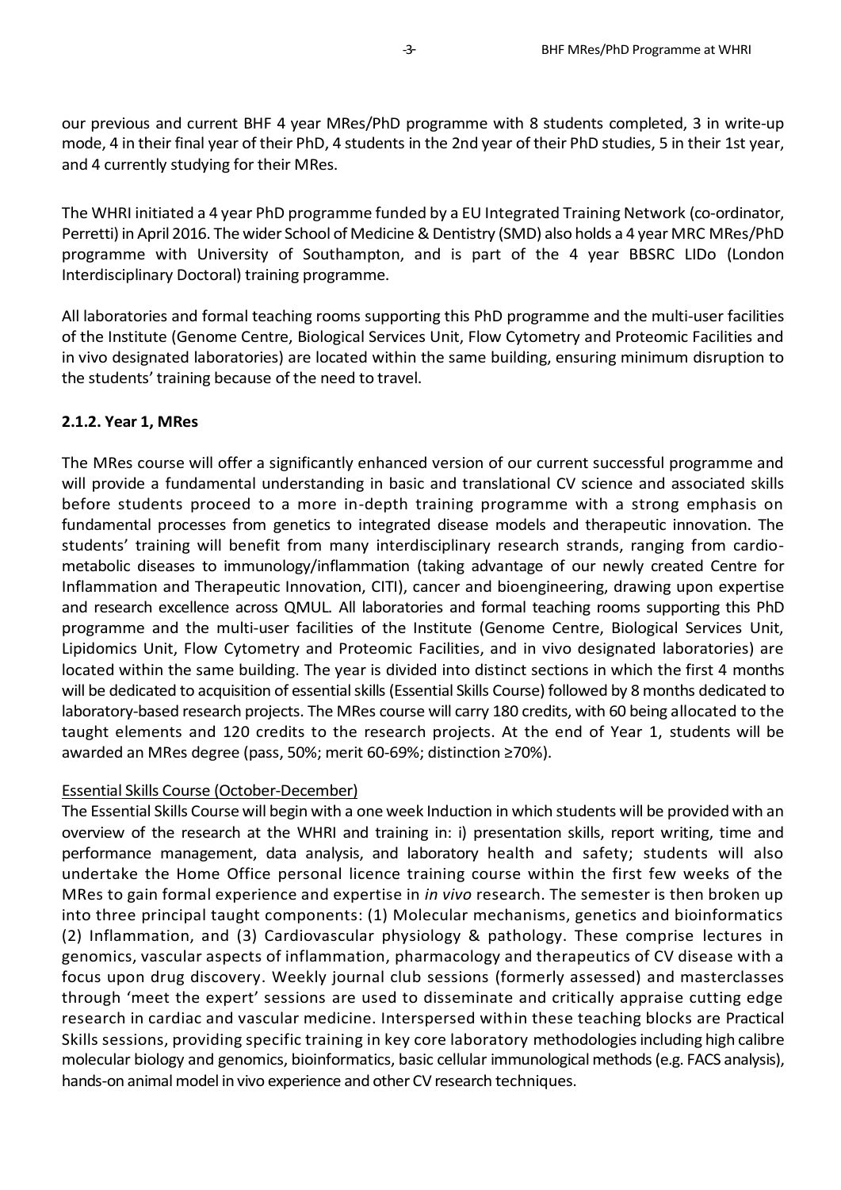our previous and current BHF 4 year MRes/PhD programme with 8 students completed, 3 in write-up mode, 4 in their final year of their PhD, 4 students in the 2nd year of their PhD studies, 5 in their 1st year, and 4 currently studying for their MRes.

The WHRI initiated a 4 year PhD programme funded by a EU Integrated Training Network (co-ordinator, Perretti) in April 2016. The wider School of Medicine & Dentistry (SMD) also holds a 4 year MRC MRes/PhD programme with University of Southampton, and is part of the 4 year BBSRC LIDo (London Interdisciplinary Doctoral) training programme.

All laboratories and formal teaching rooms supporting this PhD programme and the multi-user facilities of the Institute (Genome Centre, Biological Services Unit, Flow Cytometry and Proteomic Facilities and in vivo designated laboratories) are located within the same building, ensuring minimum disruption to the students' training because of the need to travel.

**2.1.2. Year 1, MRes**

The MRes course will offer a significantly enhanced version of our current successful programme and will provide a fundamental understanding in basic and translational CV science and associated skills before students proceed to a more in-depth training programme with a strong emphasis on fundamental processes from genetics to integrated disease models and therapeutic innovation. The students' training will benefit from many interdisciplinary research strands, ranging from cardio-metabolic diseases to immunology/inflammation (taking advantage of our newly created Centre for Inflammation and Therapeutic Innovation, CITI), cancer and bioengineering, drawing upon expertise and research excellence across QMUL. All laboratories and formal teaching rooms supporting this PhD programme and the multi-user facilities of the Institute (Genome Centre, Biological Services Unit, Lipidomics Unit, Flow Cytometry and Proteomic Facilities, and in vivo designated laboratories) are located within the same building. The year is divided into distinct sections in which the first 4 months will be dedicated to acquisition of essential skills (Essential Skills Course) followed by 8 months dedicated to laboratory-based research projects. The MRes course will carry 180 credits, with 60 being allocated to the taught elements and 120 credits to the research projects. At the end of Year 1, students will be awarded an MRes degree (pass, 50%; merit 60-69%; distinction ≥70%).

<u>Essential Skills Course (October-December)</u>

The Essential Skills Course will begin with a one week Induction in which students will be provided with an overview of the research at the WHRI and training in: i) presentation skills, report writing, time and performance management, data analysis, and laboratory health and safety; students will also undertake the Home Office personal licence training course within the first few weeks of the MRes to gain formal experience and expertise in *in vivo* research. The semester is then broken up into three principal taught components: (1) Molecular mechanisms, genetics and bioinformatics (2) Inflammation, and (3) Cardiovascular physiology & pathology. These comprise lectures in genomics, vascular aspects of inflammation, pharmacology and therapeutics of CV disease with a focus upon drug discovery. Weekly journal club sessions (formerly assessed) and masterclasses through 'meet the expert' sessions are used to disseminate and critically appraise cutting edge research in cardiac and vascular medicine. Interspersed within these teaching blocks are Practical Skills sessions, providing specific training in key core laboratory methodologies including high calibre molecular biology and genomics, bioinformatics, basic cellular immunological methods (e.g. FACS analysis), hands-on animal model in vivo experience and other CV research techniques.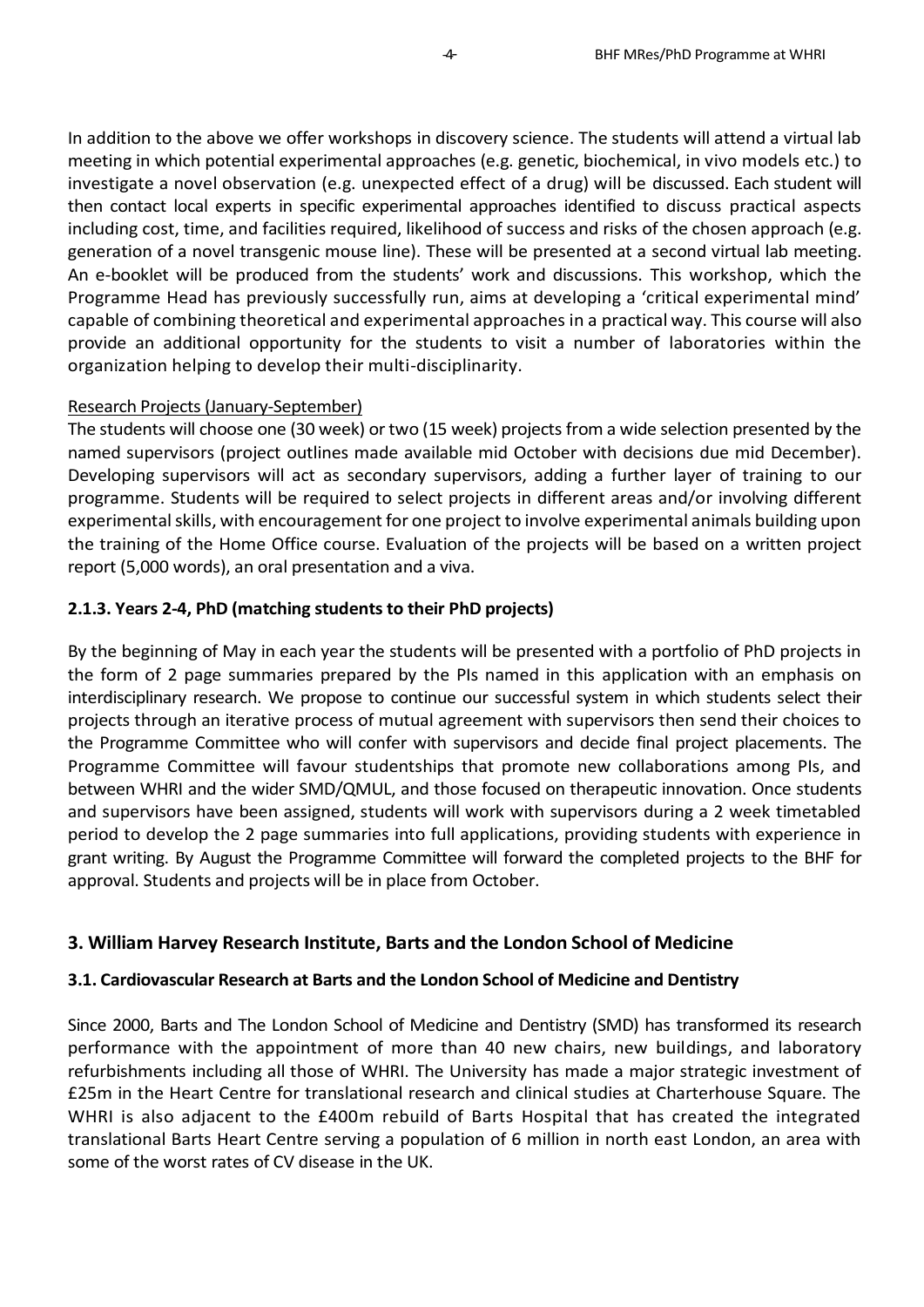In addition to the above we offer workshops in discovery science. The students will attend a virtual lab meeting in which potential experimental approaches (e.g. genetic, biochemical, in vivo models etc.) to investigate a novel observation (e.g. unexpected effect of a drug) will be discussed. Each student will then contact local experts in specific experimental approaches identified to discuss practical aspects including cost, time, and facilities required, likelihood of success and risks of the chosen approach (e.g. generation of a novel transgenic mouse line). These will be presented at a second virtual lab meeting. An e-booklet will be produced from the students' work and discussions. This workshop, which the Programme Head has previously successfully run, aims at developing a 'critical experimental mind' capable of combining theoretical and experimental approaches in a practical way. This course will also provide an additional opportunity for the students to visit a number of laboratories within the organization helping to develop their multi-disciplinarity.

Research Projects (January-September)

The students will choose one (30 week) or two (15 week) projects from a wide selection presented by the named supervisors (project outlines made available mid October with decisions due mid December). Developing supervisors will act as secondary supervisors, adding a further layer of training to our programme. Students will be required to select projects in different areas and/or involving different experimental skills, with encouragement for one project to involve experimental animals building upon the training of the Home Office course. Evaluation of the projects will be based on a written project report (5,000 words), an oral presentation and a viva.

#### 2.1.3. Years 2-4, PhD (matching students to their PhD projects)

By the beginning of May in each year the students will be presented with a portfolio of PhD projects in the form of 2 page summaries prepared by the PIs named in this application with an emphasis on interdisciplinary research. We propose to continue our successful system in which students select their projects through an iterative process of mutual agreement with supervisors then send their choices to the Programme Committee who will confer with supervisors and decide final project placements. The Programme Committee will favour studentships that promote new collaborations among PIs, and between WHRI and the wider SMD/QMUL, and those focused on therapeutic innovation. Once students and supervisors have been assigned, students will work with supervisors during a 2 week timetabled period to develop the 2 page summaries into full applications, providing students with experience in grant writing. By August the Programme Committee will forward the completed projects to the BHF for approval. Students and projects will be in place from October.

## 3. William Harvey Research Institute, Barts and the London School of Medicine

### 3.1. Cardiovascular Research at Barts and the London School of Medicine and Dentistry

Since 2000, Barts and The London School of Medicine and Dentistry (SMD) has transformed its research performance with the appointment of more than 40 new chairs, new buildings, and laboratory refurbishments including all those of WHRI. The University has made a major strategic investment of £25m in the Heart Centre for translational research and clinical studies at Charterhouse Square. The WHRI is also adjacent to the £400m rebuild of Barts Hospital that has created the integrated translational Barts Heart Centre serving a population of 6 million in north east London, an area with some of the worst rates of CV disease in the UK.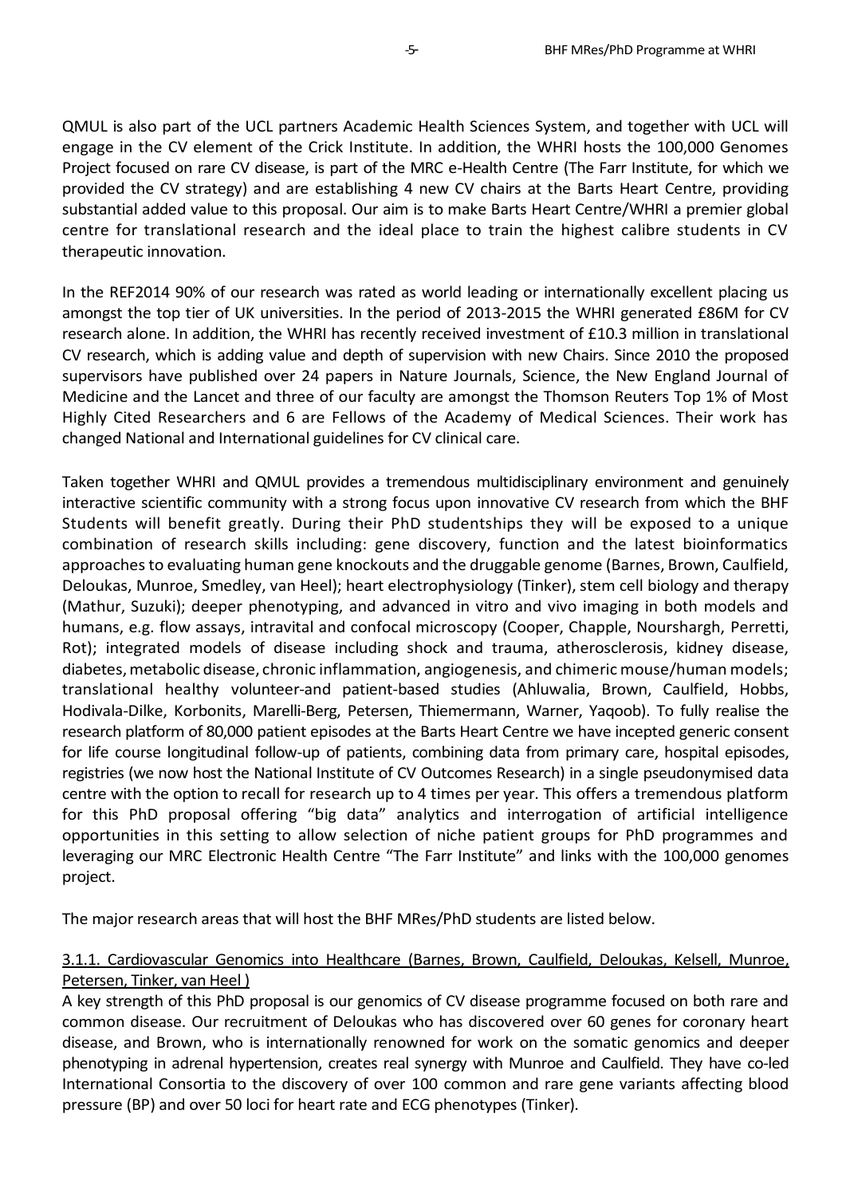QMUL is also part of the UCL partners Academic Health Sciences System, and together with UCL will engage in the CV element of the Crick Institute. In addition, the WHRI hosts the 100,000 Genomes Project focused on rare CV disease, is part of the MRC e-Health Centre (The Farr Institute, for which we provided the CV strategy) and are establishing 4 new CV chairs at the Barts Heart Centre, providing substantial added value to this proposal. Our aim is to make Barts Heart Centre/WHRI a premier global centre for translational research and the ideal place to train the highest calibre students in CV therapeutic innovation.

In the REF2014 90% of our research was rated as world leading or internationally excellent placing us amongst the top tier of UK universities. In the period of 2013-2015 the WHRI generated £86M for CV research alone. In addition, the WHRI has recently received investment of £10.3 million in translational CV research, which is adding value and depth of supervision with new Chairs. Since 2010 the proposed supervisors have published over 24 papers in Nature Journals, Science, the New England Journal of Medicine and the Lancet and three of our faculty are amongst the Thomson Reuters Top 1% of Most Highly Cited Researchers and 6 are Fellows of the Academy of Medical Sciences. Their work has changed National and International guidelines for CV clinical care.

Taken together WHRI and QMUL provides a tremendous multidisciplinary environment and genuinely interactive scientific community with a strong focus upon innovative CV research from which the BHF Students will benefit greatly. During their PhD studentships they will be exposed to a unique combination of research skills including: gene discovery, function and the latest bioinformatics approaches to evaluating human gene knockouts and the druggable genome (Barnes, Brown, Caulfield, Deloukas, Munroe, Smedley, van Heel); heart electrophysiology (Tinker), stem cell biology and therapy (Mathur, Suzuki); deeper phenotyping, and advanced in vitro and vivo imaging in both models and humans, e.g. flow assays, intravital and confocal microscopy (Cooper, Chapple, Nourshargh, Perretti, Rot); integrated models of disease including shock and trauma, atherosclerosis, kidney disease, diabetes, metabolic disease, chronic inflammation, angiogenesis, and chimeric mouse/human models; translational healthy volunteer-and patient-based studies (Ahluwalia, Brown, Caulfield, Hobbs, Hodivala-Dilke, Korbonits, Marelli-Berg, Petersen, Thiemermann, Warner, Yaqoob). To fully realise the research platform of 80,000 patient episodes at the Barts Heart Centre we have incepted generic consent for life course longitudinal follow-up of patients, combining data from primary care, hospital episodes, registries (we now host the National Institute of CV Outcomes Research) in a single pseudonymised data centre with the option to recall for research up to 4 times per year. This offers a tremendous platform for this PhD proposal offering "big data" analytics and interrogation of artificial intelligence opportunities in this setting to allow selection of niche patient groups for PhD programmes and leveraging our MRC Electronic Health Centre "The Farr Institute" and links with the 100,000 genomes project.

The major research areas that will host the BHF MRes/PhD students are listed below.

#### 3.1.1. Cardiovascular Genomics into Healthcare (Barnes, Brown, Caulfield, Deloukas, Kelsell, Munroe, Petersen, Tinker, van Heel )

A key strength of this PhD proposal is our genomics of CV disease programme focused on both rare and common disease. Our recruitment of Deloukas who has discovered over 60 genes for coronary heart disease, and Brown, who is internationally renowned for work on the somatic genomics and deeper phenotyping in adrenal hypertension, creates real synergy with Munroe and Caulfield. They have co-led International Consortia to the discovery of over 100 common and rare gene variants affecting blood pressure (BP) and over 50 loci for heart rate and ECG phenotypes (Tinker).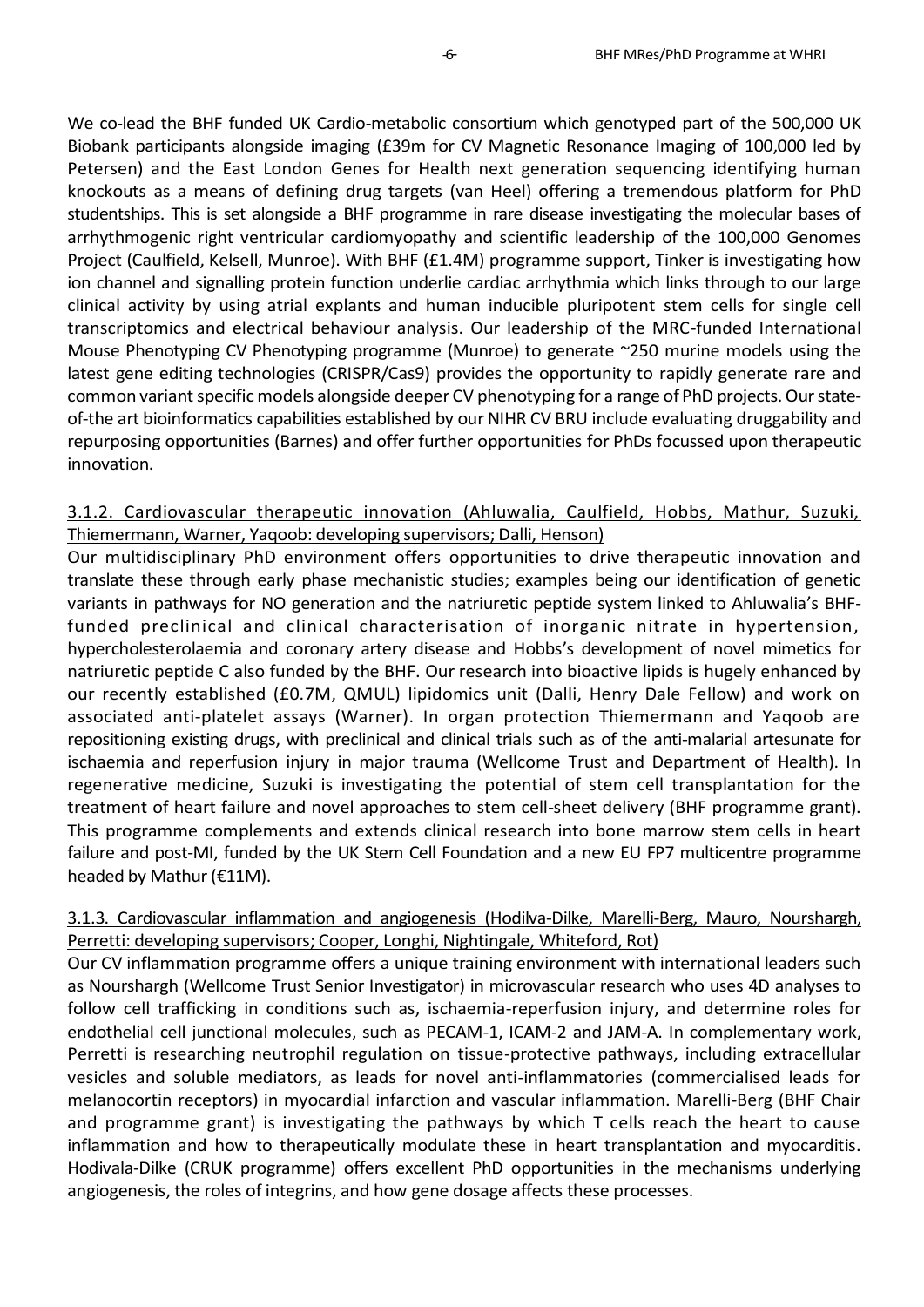We co-lead the BHF funded UK Cardio-metabolic consortium which genotyped part of the 500,000 UK Biobank participants alongside imaging (£39m for CV Magnetic Resonance Imaging of 100,000 led by Petersen) and the East London Genes for Health next generation sequencing identifying human knockouts as a means of defining drug targets (van Heel) offering a tremendous platform for PhD studentships. This is set alongside a BHF programme in rare disease investigating the molecular bases of arrhythmogenic right ventricular cardiomyopathy and scientific leadership of the 100,000 Genomes Project (Caulfield, Kelsell, Munroe). With BHF (£1.4M) programme support, Tinker is investigating how ion channel and signalling protein function underlie cardiac arrhythmia which links through to our large clinical activity by using atrial explants and human inducible pluripotent stem cells for single cell transcriptomics and electrical behaviour analysis. Our leadership of the MRC-funded International Mouse Phenotyping CV Phenotyping programme (Munroe) to generate ~250 murine models using the latest gene editing technologies (CRISPR/Cas9) provides the opportunity to rapidly generate rare and common variant specific models alongside deeper CV phenotyping for a range of PhD projects. Our state-of-the art bioinformatics capabilities established by our NIHR CV BRU include evaluating druggability and repurposing opportunities (Barnes) and offer further opportunities for PhDs focussed upon therapeutic innovation.

3.1.2. Cardiovascular therapeutic innovation (Ahluwalia, Caulfield, Hobbs, Mathur, Suzuki, Thiemermann, Warner, Yaqoob: developing supervisors; Dalli, Henson)

Our multidisciplinary PhD environment offers opportunities to drive therapeutic innovation and translate these through early phase mechanistic studies; examples being our identification of genetic variants in pathways for NO generation and the natriuretic peptide system linked to Ahluwalia's BHF-funded preclinical and clinical characterisation of inorganic nitrate in hypertension, hypercholesterolaemia and coronary artery disease and Hobbs's development of novel mimetics for natriuretic peptide C also funded by the BHF. Our research into bioactive lipids is hugely enhanced by our recently established (£0.7M, QMUL) lipidomics unit (Dalli, Henry Dale Fellow) and work on associated anti-platelet assays (Warner). In organ protection Thiemermann and Yaqoob are repositioning existing drugs, with preclinical and clinical trials such as of the anti-malarial artesunate for ischaemia and reperfusion injury in major trauma (Wellcome Trust and Department of Health). In regenerative medicine, Suzuki is investigating the potential of stem cell transplantation for the treatment of heart failure and novel approaches to stem cell-sheet delivery (BHF programme grant). This programme complements and extends clinical research into bone marrow stem cells in heart failure and post-MI, funded by the UK Stem Cell Foundation and a new EU FP7 multicentre programme headed by Mathur (€11M).

3.1.3. Cardiovascular inflammation and angiogenesis (Hodilva-Dilke, Marelli-Berg, Mauro, Nourshargh, Perretti: developing supervisors; Cooper, Longhi, Nightingale, Whiteford, Rot)

Our CV inflammation programme offers a unique training environment with international leaders such as Nourshargh (Wellcome Trust Senior Investigator) in microvascular research who uses 4D analyses to follow cell trafficking in conditions such as, ischaemia-reperfusion injury, and determine roles for endothelial cell junctional molecules, such as PECAM-1, ICAM-2 and JAM-A. In complementary work, Perretti is researching neutrophil regulation on tissue-protective pathways, including extracellular vesicles and soluble mediators, as leads for novel anti-inflammatories (commercialised leads for melanocortin receptors) in myocardial infarction and vascular inflammation. Marelli-Berg (BHF Chair and programme grant) is investigating the pathways by which T cells reach the heart to cause inflammation and how to therapeutically modulate these in heart transplantation and myocarditis. Hodivala-Dilke (CRUK programme) offers excellent PhD opportunities in the mechanisms underlying angiogenesis, the roles of integrins, and how gene dosage affects these processes.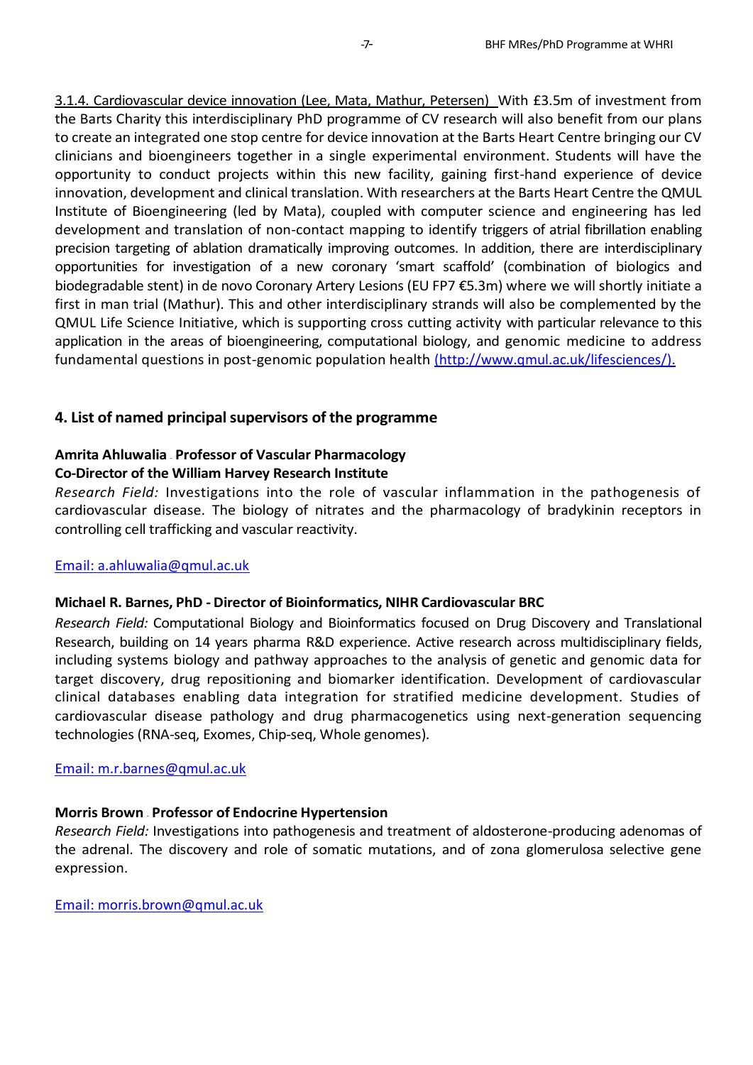3.1.4. Cardiovascular device innovation (Lee, Mata, Mathur, Petersen) With £3.5m of investment from the Barts Charity this interdisciplinary PhD programme of CV research will also benefit from our plans to create an integrated one stop centre for device innovation at the Barts Heart Centre bringing our CV clinicians and bioengineers together in a single experimental environment. Students will have the opportunity to conduct projects within this new facility, gaining first-hand experience of device innovation, development and clinical translation. With researchers at the Barts Heart Centre the QMUL Institute of Bioengineering (led by Mata), coupled with computer science and engineering has led development and translation of non-contact mapping to identify triggers of atrial fibrillation enabling precision targeting of ablation dramatically improving outcomes. In addition, there are interdisciplinary opportunities for investigation of a new coronary 'smart scaffold' (combination of biologics and biodegradable stent) in de novo Coronary Artery Lesions (EU FP7 €5.3m) where we will shortly initiate a first in man trial (Mathur). This and other interdisciplinary strands will also be complemented by the QMUL Life Science Initiative, which is supporting cross cutting activity with particular relevance to this application in the areas of bioengineering, computational biology, and genomic medicine to address fundamental questions in post-genomic population health (http://www.qmul.ac.uk/lifesciences/).

## 4. List of named principal supervisors of the programme

**Amrita Ahluwalia - Professor of Vascular Pharmacology**
**Co-Director of the William Harvey Research Institute**

*Research Field:* Investigations into the role of vascular inflammation in the pathogenesis of cardiovascular disease. The biology of nitrates and the pharmacology of bradykinin receptors in controlling cell trafficking and vascular reactivity.

Email: a.ahluwalia@qmul.ac.uk

**Michael R. Barnes, PhD - Director of Bioinformatics, NIHR Cardiovascular BRC**

*Research Field:* Computational Biology and Bioinformatics focused on Drug Discovery and Translational Research, building on 14 years pharma R&D experience. Active research across multidisciplinary fields, including systems biology and pathway approaches to the analysis of genetic and genomic data for target discovery, drug repositioning and biomarker identification. Development of cardiovascular clinical databases enabling data integration for stratified medicine development. Studies of cardiovascular disease pathology and drug pharmacogenetics using next-generation sequencing technologies (RNA-seq, Exomes, Chip-seq, Whole genomes).

Email: m.r.barnes@qmul.ac.uk

**Morris Brown - Professor of Endocrine Hypertension**

*Research Field:* Investigations into pathogenesis and treatment of aldosterone-producing adenomas of the adrenal. The discovery and role of somatic mutations, and of zona glomerulosa selective gene expression.

Email: morris.brown@qmul.ac.uk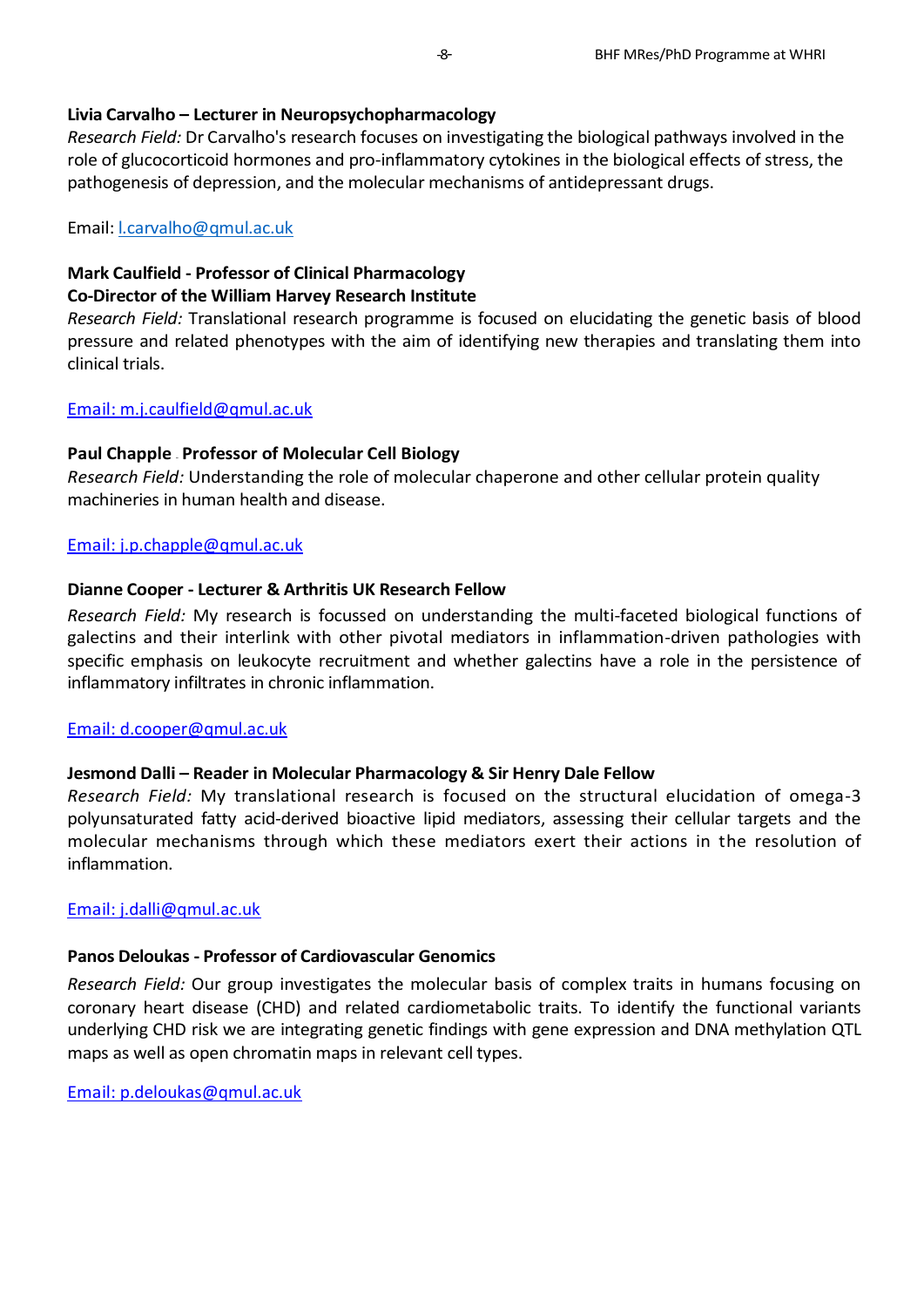**Livia Carvalho – Lecturer in Neuropsychopharmacology**

*Research Field:* Dr Carvalho's research focuses on investigating the biological pathways involved in the role of glucocorticoid hormones and pro-inflammatory cytokines in the biological effects of stress, the pathogenesis of depression, and the molecular mechanisms of antidepressant drugs.

Email: l.carvalho@qmul.ac.uk

**Mark Caulfield - Professor of Clinical Pharmacology**
**Co-Director of the William Harvey Research Institute**

*Research Field:* Translational research programme is focused on elucidating the genetic basis of blood pressure and related phenotypes with the aim of identifying new therapies and translating them into clinical trials.

Email: m.j.caulfield@qmul.ac.uk

**Paul Chapple - Professor of Molecular Cell Biology**

*Research Field:* Understanding the role of molecular chaperone and other cellular protein quality machineries in human health and disease.

Email: j.p.chapple@qmul.ac.uk

**Dianne Cooper - Lecturer & Arthritis UK Research Fellow**

*Research Field:* My research is focussed on understanding the multi-faceted biological functions of galectins and their interlink with other pivotal mediators in inflammation-driven pathologies with specific emphasis on leukocyte recruitment and whether galectins have a role in the persistence of inflammatory infiltrates in chronic inflammation.

Email: d.cooper@qmul.ac.uk

**Jesmond Dalli – Reader in Molecular Pharmacology & Sir Henry Dale Fellow**

*Research Field:* My translational research is focused on the structural elucidation of omega-3 polyunsaturated fatty acid-derived bioactive lipid mediators, assessing their cellular targets and the molecular mechanisms through which these mediators exert their actions in the resolution of inflammation.

Email: j.dalli@qmul.ac.uk

**Panos Deloukas - Professor of Cardiovascular Genomics**

*Research Field:* Our group investigates the molecular basis of complex traits in humans focusing on coronary heart disease (CHD) and related cardiometabolic traits. To identify the functional variants underlying CHD risk we are integrating genetic findings with gene expression and DNA methylation QTL maps as well as open chromatin maps in relevant cell types.

Email: p.deloukas@qmul.ac.uk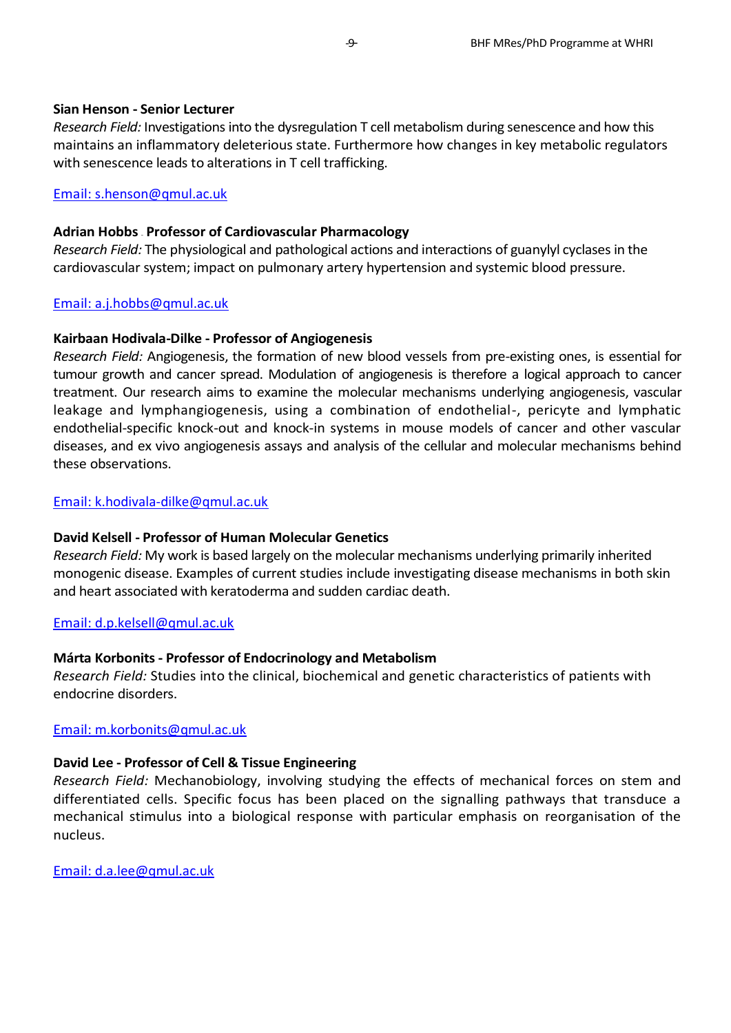**Sian Henson - Senior Lecturer**
*Research Field:* Investigations into the dysregulation T cell metabolism during senescence and how this maintains an inflammatory deleterious state. Furthermore how changes in key metabolic regulators with senescence leads to alterations in T cell trafficking.

Email: s.henson@qmul.ac.uk

**Adrian Hobbs - Professor of Cardiovascular Pharmacology**
*Research Field:* The physiological and pathological actions and interactions of guanylyl cyclases in the cardiovascular system; impact on pulmonary artery hypertension and systemic blood pressure.

Email: a.j.hobbs@qmul.ac.uk

**Kairbaan Hodivala-Dilke - Professor of Angiogenesis**
*Research Field:* Angiogenesis, the formation of new blood vessels from pre-existing ones, is essential for tumour growth and cancer spread. Modulation of angiogenesis is therefore a logical approach to cancer treatment. Our research aims to examine the molecular mechanisms underlying angiogenesis, vascular leakage and lymphangiogenesis, using a combination of endothelial-, pericyte and lymphatic endothelial-specific knock-out and knock-in systems in mouse models of cancer and other vascular diseases, and ex vivo angiogenesis assays and analysis of the cellular and molecular mechanisms behind these observations.

Email: k.hodivala-dilke@qmul.ac.uk

**David Kelsell - Professor of Human Molecular Genetics**
*Research Field:* My work is based largely on the molecular mechanisms underlying primarily inherited monogenic disease. Examples of current studies include investigating disease mechanisms in both skin and heart associated with keratoderma and sudden cardiac death.

Email: d.p.kelsell@qmul.ac.uk

**Márta Korbonits - Professor of Endocrinology and Metabolism**
*Research Field:* Studies into the clinical, biochemical and genetic characteristics of patients with endocrine disorders.

Email: m.korbonits@qmul.ac.uk

**David Lee - Professor of Cell & Tissue Engineering**
*Research Field:* Mechanobiology, involving studying the effects of mechanical forces on stem and differentiated cells. Specific focus has been placed on the signalling pathways that transduce a mechanical stimulus into a biological response with particular emphasis on reorganisation of the nucleus.

Email: d.a.lee@qmul.ac.uk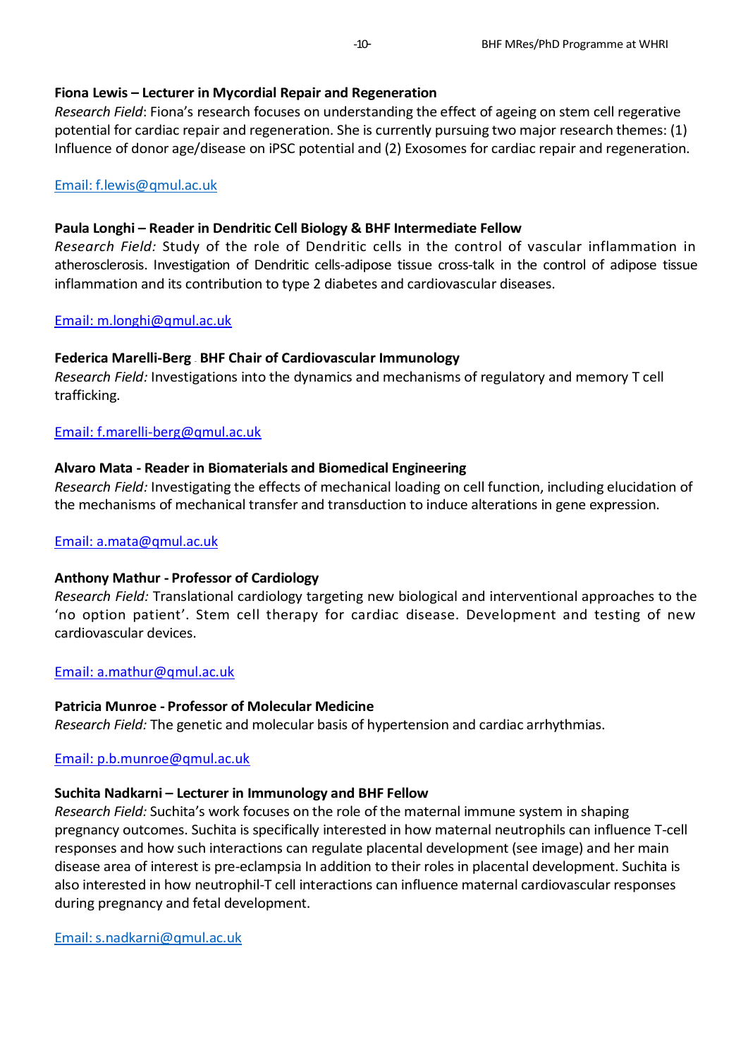**Fiona Lewis – Lecturer in Mycordial Repair and Regeneration**
*Research Field*: Fiona's research focuses on understanding the effect of ageing on stem cell regerative potential for cardiac repair and regeneration. She is currently pursuing two major research themes: (1) Influence of donor age/disease on iPSC potential and (2) Exosomes for cardiac repair and regeneration.

Email: f.lewis@qmul.ac.uk

**Paula Longhi – Reader in Dendritic Cell Biology & BHF Intermediate Fellow**
*Research Field:* Study of the role of Dendritic cells in the control of vascular inflammation in atherosclerosis. Investigation of Dendritic cells-adipose tissue cross-talk in the control of adipose tissue inflammation and its contribution to type 2 diabetes and cardiovascular diseases.

Email: m.longhi@qmul.ac.uk

**Federica Marelli-Berg - BHF Chair of Cardiovascular Immunology**
*Research Field:* Investigations into the dynamics and mechanisms of regulatory and memory T cell trafficking.

Email: f.marelli-berg@qmul.ac.uk

**Alvaro Mata - Reader in Biomaterials and Biomedical Engineering**
*Research Field:* Investigating the effects of mechanical loading on cell function, including elucidation of the mechanisms of mechanical transfer and transduction to induce alterations in gene expression.

Email: a.mata@qmul.ac.uk

**Anthony Mathur - Professor of Cardiology**
*Research Field:* Translational cardiology targeting new biological and interventional approaches to the 'no option patient'. Stem cell therapy for cardiac disease. Development and testing of new cardiovascular devices.

Email: a.mathur@qmul.ac.uk

**Patricia Munroe - Professor of Molecular Medicine**
*Research Field:* The genetic and molecular basis of hypertension and cardiac arrhythmias.

Email: p.b.munroe@qmul.ac.uk

**Suchita Nadkarni – Lecturer in Immunology and BHF Fellow**
*Research Field:* Suchita's work focuses on the role of the maternal immune system in shaping pregnancy outcomes. Suchita is specifically interested in how maternal neutrophils can influence T-cell responses and how such interactions can regulate placental development (see image) and her main disease area of interest is pre-eclampsia In addition to their roles in placental development. Suchita is also interested in how neutrophil-T cell interactions can influence maternal cardiovascular responses during pregnancy and fetal development.

Email: s.nadkarni@qmul.ac.uk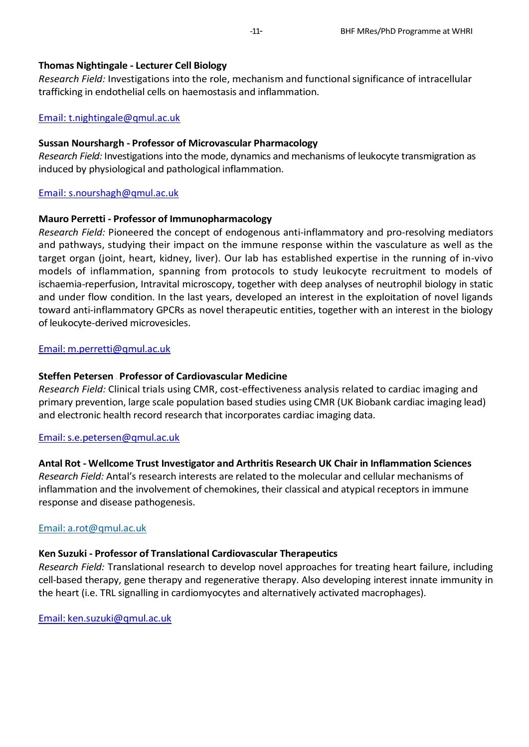**Thomas Nightingale - Lecturer Cell Biology**
*Research Field:* Investigations into the role, mechanism and functional significance of intracellular trafficking in endothelial cells on haemostasis and inflammation.

Email: t.nightingale@qmul.ac.uk

**Sussan Nourshargh - Professor of Microvascular Pharmacology**
*Research Field:* Investigations into the mode, dynamics and mechanisms of leukocyte transmigration as induced by physiological and pathological inflammation.

Email: s.nourshagh@qmul.ac.uk

**Mauro Perretti - Professor of Immunopharmacology**
*Research Field:* Pioneered the concept of endogenous anti-inflammatory and pro-resolving mediators and pathways, studying their impact on the immune response within the vasculature as well as the target organ (joint, heart, kidney, liver). Our lab has established expertise in the running of in-vivo models of inflammation, spanning from protocols to study leukocyte recruitment to models of ischaemia-reperfusion, Intravital microscopy, together with deep analyses of neutrophil biology in static and under flow condition. In the last years, developed an interest in the exploitation of novel ligands toward anti-inflammatory GPCRs as novel therapeutic entities, together with an interest in the biology of leukocyte-derived microvesicles.

Email: m.perretti@qmul.ac.uk

**Steffen Petersen - Professor of Cardiovascular Medicine**
*Research Field:* Clinical trials using CMR, cost-effectiveness analysis related to cardiac imaging and primary prevention, large scale population based studies using CMR (UK Biobank cardiac imaging lead) and electronic health record research that incorporates cardiac imaging data.

Email: s.e.petersen@qmul.ac.uk

**Antal Rot - Wellcome Trust Investigator and Arthritis Research UK Chair in Inflammation Sciences**
*Research Field:* Antal's research interests are related to the molecular and cellular mechanisms of inflammation and the involvement of chemokines, their classical and atypical receptors in immune response and disease pathogenesis.

Email: a.rot@qmul.ac.uk

**Ken Suzuki - Professor of Translational Cardiovascular Therapeutics**
*Research Field:* Translational research to develop novel approaches for treating heart failure, including cell-based therapy, gene therapy and regenerative therapy. Also developing interest innate immunity in the heart (i.e. TRL signalling in cardiomyocytes and alternatively activated macrophages).

Email: ken.suzuki@qmul.ac.uk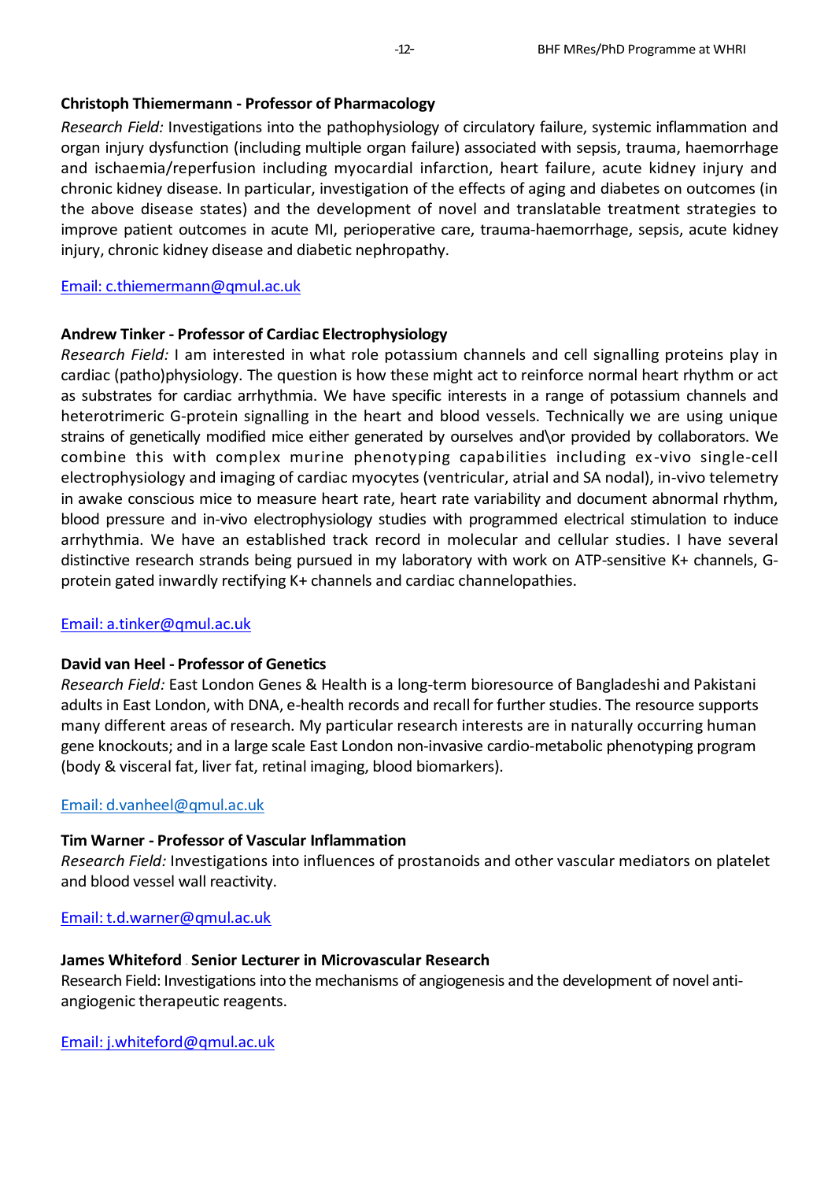**Christoph Thiemermann - Professor of Pharmacology**

*Research Field:* Investigations into the pathophysiology of circulatory failure, systemic inflammation and organ injury dysfunction (including multiple organ failure) associated with sepsis, trauma, haemorrhage and ischaemia/reperfusion including myocardial infarction, heart failure, acute kidney injury and chronic kidney disease. In particular, investigation of the effects of aging and diabetes on outcomes (in the above disease states) and the development of novel and translatable treatment strategies to improve patient outcomes in acute MI, perioperative care, trauma-haemorrhage, sepsis, acute kidney injury, chronic kidney disease and diabetic nephropathy.

[Email: c.thiemermann@qmul.ac.uk](mailto:c.thiemermann@qmul.ac.uk)

**Andrew Tinker - Professor of Cardiac Electrophysiology**

*Research Field:* I am interested in what role potassium channels and cell signalling proteins play in cardiac (patho)physiology. The question is how these might act to reinforce normal heart rhythm or act as substrates for cardiac arrhythmia. We have specific interests in a range of potassium channels and heterotrimeric G-protein signalling in the heart and blood vessels. Technically we are using unique strains of genetically modified mice either generated by ourselves and\or provided by collaborators. We combine this with complex murine phenotyping capabilities including ex-vivo single-cell electrophysiology and imaging of cardiac myocytes (ventricular, atrial and SA nodal), in-vivo telemetry in awake conscious mice to measure heart rate, heart rate variability and document abnormal rhythm, blood pressure and in-vivo electrophysiology studies with programmed electrical stimulation to induce arrhythmia. We have an established track record in molecular and cellular studies. I have several distinctive research strands being pursued in my laboratory with work on ATP-sensitive K+ channels, G-protein gated inwardly rectifying K+ channels and cardiac channelopathies.

[Email: a.tinker@qmul.ac.uk](mailto:a.tinker@qmul.ac.uk)

**David van Heel - Professor of Genetics**

*Research Field:* East London Genes & Health is a long-term bioresource of Bangladeshi and Pakistani adults in East London, with DNA, e-health records and recall for further studies. The resource supports many different areas of research. My particular research interests are in naturally occurring human gene knockouts; and in a large scale East London non-invasive cardio-metabolic phenotyping program (body & visceral fat, liver fat, retinal imaging, blood biomarkers).

[Email: d.vanheel@qmul.ac.uk](mailto:d.vanheel@qmul.ac.uk)

**Tim Warner - Professor of Vascular Inflammation**

*Research Field:* Investigations into influences of prostanoids and other vascular mediators on platelet and blood vessel wall reactivity.

[Email: t.d.warner@qmul.ac.uk](mailto:t.d.warner@qmul.ac.uk)

**James Whiteford - Senior Lecturer in Microvascular Research**

Research Field: Investigations into the mechanisms of angiogenesis and the development of novel anti-angiogenic therapeutic reagents.

[Email: j.whiteford@qmul.ac.uk](mailto:j.whiteford@qmul.ac.uk)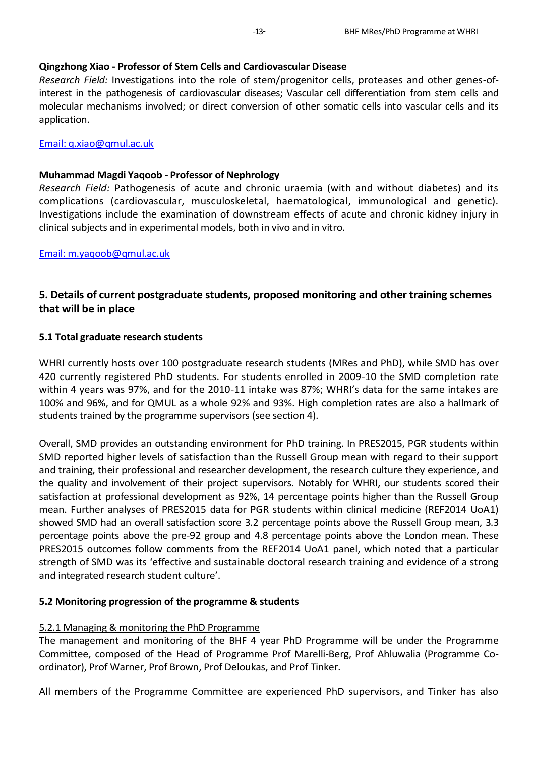**Qingzhong Xiao - Professor of Stem Cells and Cardiovascular Disease**
*Research Field:* Investigations into the role of stem/progenitor cells, proteases and other genes-of-interest in the pathogenesis of cardiovascular diseases; Vascular cell differentiation from stem cells and molecular mechanisms involved; or direct conversion of other somatic cells into vascular cells and its application.

Email: q.xiao@qmul.ac.uk

**Muhammad Magdi Yaqoob - Professor of Nephrology**
*Research Field:* Pathogenesis of acute and chronic uraemia (with and without diabetes) and its complications (cardiovascular, musculoskeletal, haematological, immunological and genetic). Investigations include the examination of downstream effects of acute and chronic kidney injury in clinical subjects and in experimental models, both in vivo and in vitro.

Email: m.yaqoob@qmul.ac.uk

## 5. Details of current postgraduate students, proposed monitoring and other training schemes that will be in place

### 5.1 Total graduate research students

WHRI currently hosts over 100 postgraduate research students (MRes and PhD), while SMD has over 420 currently registered PhD students. For students enrolled in 2009-10 the SMD completion rate within 4 years was 97%, and for the 2010-11 intake was 87%; WHRI's data for the same intakes are 100% and 96%, and for QMUL as a whole 92% and 93%. High completion rates are also a hallmark of students trained by the programme supervisors (see section 4).

Overall, SMD provides an outstanding environment for PhD training. In PRES2015, PGR students within SMD reported higher levels of satisfaction than the Russell Group mean with regard to their support and training, their professional and researcher development, the research culture they experience, and the quality and involvement of their project supervisors. Notably for WHRI, our students scored their satisfaction at professional development as 92%, 14 percentage points higher than the Russell Group mean. Further analyses of PRES2015 data for PGR students within clinical medicine (REF2014 UoA1) showed SMD had an overall satisfaction score 3.2 percentage points above the Russell Group mean, 3.3 percentage points above the pre-92 group and 4.8 percentage points above the London mean. These PRES2015 outcomes follow comments from the REF2014 UoA1 panel, which noted that a particular strength of SMD was its 'effective and sustainable doctoral research training and evidence of a strong and integrated research student culture'.

### 5.2 Monitoring progression of the programme & students

5.2.1 Managing & monitoring the PhD Programme

The management and monitoring of the BHF 4 year PhD Programme will be under the Programme Committee, composed of the Head of Programme Prof Marelli-Berg, Prof Ahluwalia (Programme Co-ordinator), Prof Warner, Prof Brown, Prof Deloukas, and Prof Tinker.

All members of the Programme Committee are experienced PhD supervisors, and Tinker has also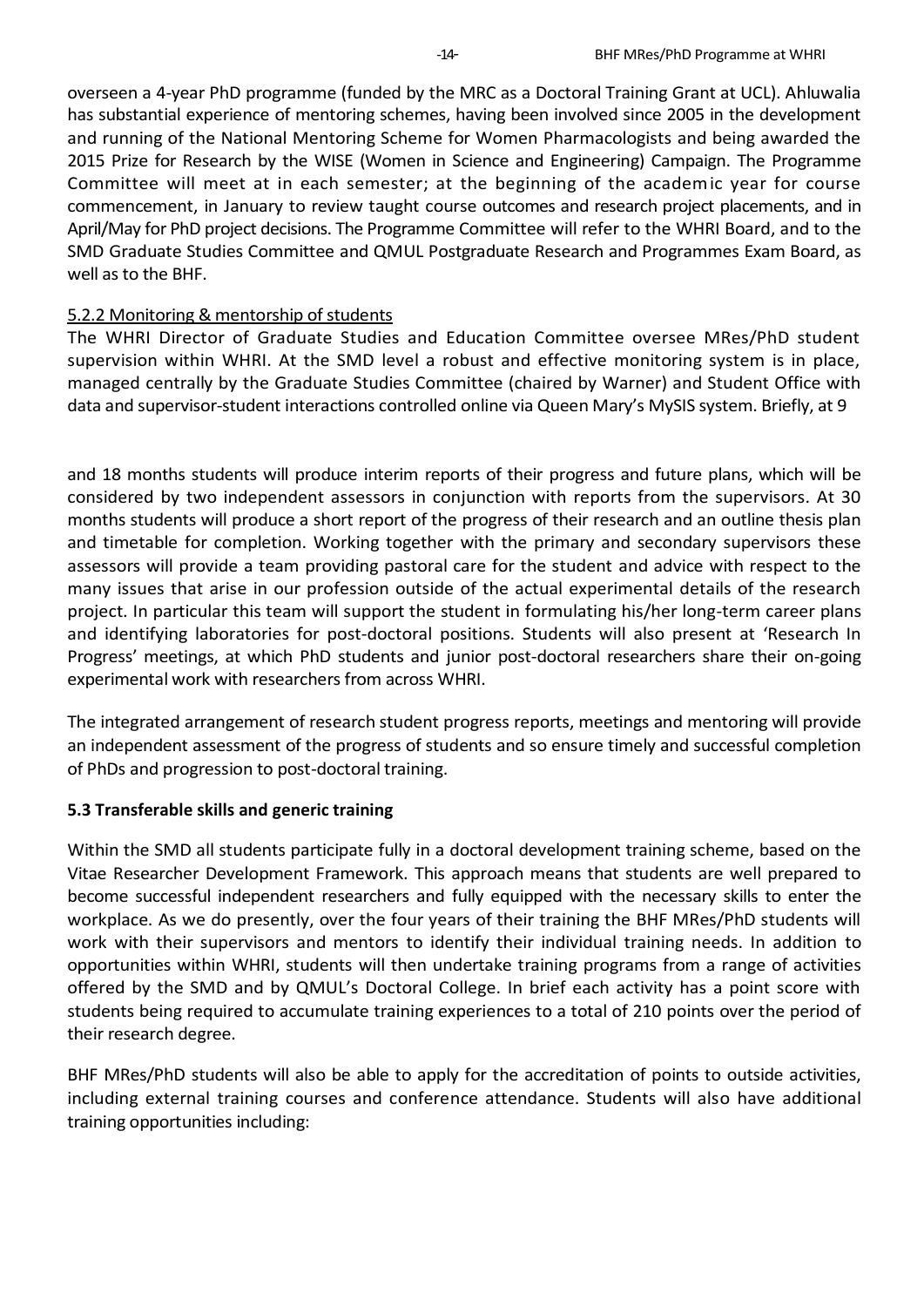overseen a 4-year PhD programme (funded by the MRC as a Doctoral Training Grant at UCL). Ahluwalia has substantial experience of mentoring schemes, having been involved since 2005 in the development and running of the National Mentoring Scheme for Women Pharmacologists and being awarded the 2015 Prize for Research by the WISE (Women in Science and Engineering) Campaign. The Programme Committee will meet at in each semester; at the beginning of the academic year for course commencement, in January to review taught course outcomes and research project placements, and in April/May for PhD project decisions. The Programme Committee will refer to the WHRI Board, and to the SMD Graduate Studies Committee and QMUL Postgraduate Research and Programmes Exam Board, as well as to the BHF.

5.2.2 Monitoring & mentorship of students

The WHRI Director of Graduate Studies and Education Committee oversee MRes/PhD student supervision within WHRI. At the SMD level a robust and effective monitoring system is in place, managed centrally by the Graduate Studies Committee (chaired by Warner) and Student Office with data and supervisor-student interactions controlled online via Queen Mary's MySIS system. Briefly, at 9 and 18 months students will produce interim reports of their progress and future plans, which will be considered by two independent assessors in conjunction with reports from the supervisors. At 30 months students will produce a short report of the progress of their research and an outline thesis plan and timetable for completion. Working together with the primary and secondary supervisors these assessors will provide a team providing pastoral care for the student and advice with respect to the many issues that arise in our profession outside of the actual experimental details of the research project. In particular this team will support the student in formulating his/her long-term career plans and identifying laboratories for post-doctoral positions. Students will also present at 'Research In Progress' meetings, at which PhD students and junior post-doctoral researchers share their on-going experimental work with researchers from across WHRI.

The integrated arrangement of research student progress reports, meetings and mentoring will provide an independent assessment of the progress of students and so ensure timely and successful completion of PhDs and progression to post-doctoral training.

**5.3 Transferable skills and generic training**

Within the SMD all students participate fully in a doctoral development training scheme, based on the Vitae Researcher Development Framework. This approach means that students are well prepared to become successful independent researchers and fully equipped with the necessary skills to enter the workplace. As we do presently, over the four years of their training the BHF MRes/PhD students will work with their supervisors and mentors to identify their individual training needs. In addition to opportunities within WHRI, students will then undertake training programs from a range of activities offered by the SMD and by QMUL's Doctoral College. In brief each activity has a point score with students being required to accumulate training experiences to a total of 210 points over the period of their research degree.

BHF MRes/PhD students will also be able to apply for the accreditation of points to outside activities, including external training courses and conference attendance. Students will also have additional training opportunities including: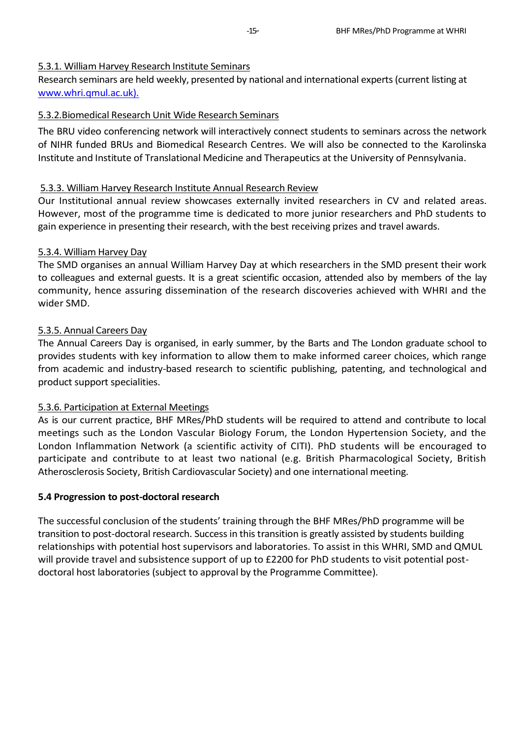#### 5.3.1. William Harvey Research Institute Seminars

Research seminars are held weekly, presented by national and international experts (current listing at [www.whri.qmul.ac.uk).](http://www.whri.qmul.ac.uk)

#### 5.3.2.Biomedical Research Unit Wide Research Seminars

The BRU video conferencing network will interactively connect students to seminars across the network of NIHR funded BRUs and Biomedical Research Centres. We will also be connected to the Karolinska Institute and Institute of Translational Medicine and Therapeutics at the University of Pennsylvania.

#### 5.3.3. William Harvey Research Institute Annual Research Review

Our Institutional annual review showcases externally invited researchers in CV and related areas. However, most of the programme time is dedicated to more junior researchers and PhD students to gain experience in presenting their research, with the best receiving prizes and travel awards.

#### 5.3.4. William Harvey Day

The SMD organises an annual William Harvey Day at which researchers in the SMD present their work to colleagues and external guests. It is a great scientific occasion, attended also by members of the lay community, hence assuring dissemination of the research discoveries achieved with WHRI and the wider SMD.

#### 5.3.5. Annual Careers Day

The Annual Careers Day is organised, in early summer, by the Barts and The London graduate school to provides students with key information to allow them to make informed career choices, which range from academic and industry-based research to scientific publishing, patenting, and technological and product support specialities.

#### 5.3.6. Participation at External Meetings

As is our current practice, BHF MRes/PhD students will be required to attend and contribute to local meetings such as the London Vascular Biology Forum, the London Hypertension Society, and the London Inflammation Network (a scientific activity of CITI). PhD students will be encouraged to participate and contribute to at least two national (e.g. British Pharmacological Society, British Atherosclerosis Society, British Cardiovascular Society) and one international meeting.

### 5.4 Progression to post-doctoral research

The successful conclusion of the students' training through the BHF MRes/PhD programme will be transition to post-doctoral research. Success in this transition is greatly assisted by students building relationships with potential host supervisors and laboratories. To assist in this WHRI, SMD and QMUL will provide travel and subsistence support of up to £2200 for PhD students to visit potential post-doctoral host laboratories (subject to approval by the Programme Committee).